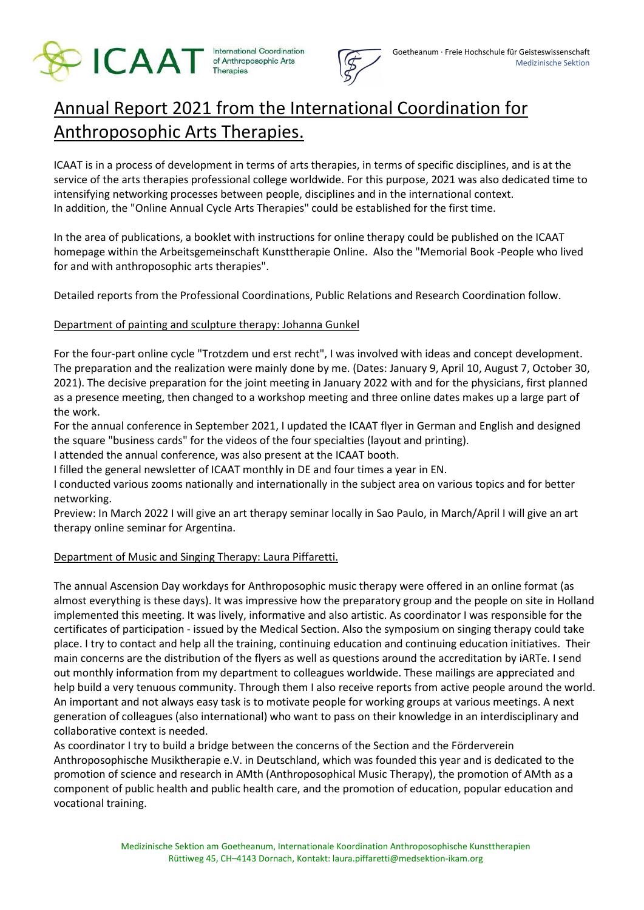# Annual Report 2021 from the International Coordination for Anthropososophic Arts Therapies.

ICAAT is in a process of development in terms of arts therapies, in terms of specific disciplines, and is at the service of the arts therapies professional college worldwide. For this purpose, 2021 was also dedicated time to intensifying networking processes between people, disciplines and in the international context. In addition, the "Online Annual Cycle Arts Therapies" could be established for the first time.

In the area of publications, a booklet with instructions for online therapy could be published on the ICAAT homepage within the Arbeitsgemeinschaft Kunsttherapie Online. Also the "Memorial Book -People who lived for and with anthroposophic arts therapies".

Detailed reports from the Professional Coordinations, Public Relations and Research Coordination follow.

## Department of painting and sculpture therapy: Johanna Gunkel

For the four-part online cycle "Trotzdem und erst recht", I was involved with ideas and concept development. The preparation and the realization were mainly done by me. (Dates: January 9, April 10, August 7, October 30, 2021). The decisive preparation for the joint meeting in January 2022 with and for the physicians, first planned as a presence meeting, then changed to a workshop meeting and three online dates makes up a large part of the work.

For the annual conference in September 2021, I updated the ICAAT flyer in German and English and designed the square "business cards" for the videos of the four specialties (layout and printing).

I attended the annual conference, was also present at the ICAAT booth.

I filled the general newsletter of ICAAT monthly in DE and four times a year in EN.

I conducted various zooms nationally and internationally in the subject area on various topics and for better networking.

Preview: In March 2022 I will give an art therapy seminar locally in Sao Paulo, in March/April I will give an art therapy online seminar for Argentina.

## Department of Music and Singing Therapy: Laura Piffaretti.

The annual Ascension Day workdays for Anthroposophic music therapy were offered in an online format (as almost everything is these days). It was impressive how the preparatory group and the people on site in Holland implemented this meeting. It was lively, informative and also artistic. As coordinator I was responsible for the certificates of participation - issued by the Medical Section. Also the symposium on singing therapy could take place. I try to contact and help all the training, continuing education and continuing education initiatives. Their main concerns are the distribution of the flyers as well as questions around the accreditation by iARTe. I send out monthly information from my department to colleagues worldwide. These mailings are appreciated and help build a very tenuous community. Through them I also receive reports from active people around the world. An important and not always easy task is to motivate people for working groups at various meetings. A next generation of colleagues (also international) who want to pass on their knowledge in an interdisciplinary and collaborative context is needed.

As coordinator I try to build a bridge between the concerns of the Section and the Förderverein Anthroposophische Musiktherapie e.V. in Deutschland, which was founded this year and is dedicated to the promotion of science and research in AMth (Anthroposophical Music Therapy), the promotion of AMth as a component of public health and public health care, and the promotion of education, popular education and vocational training.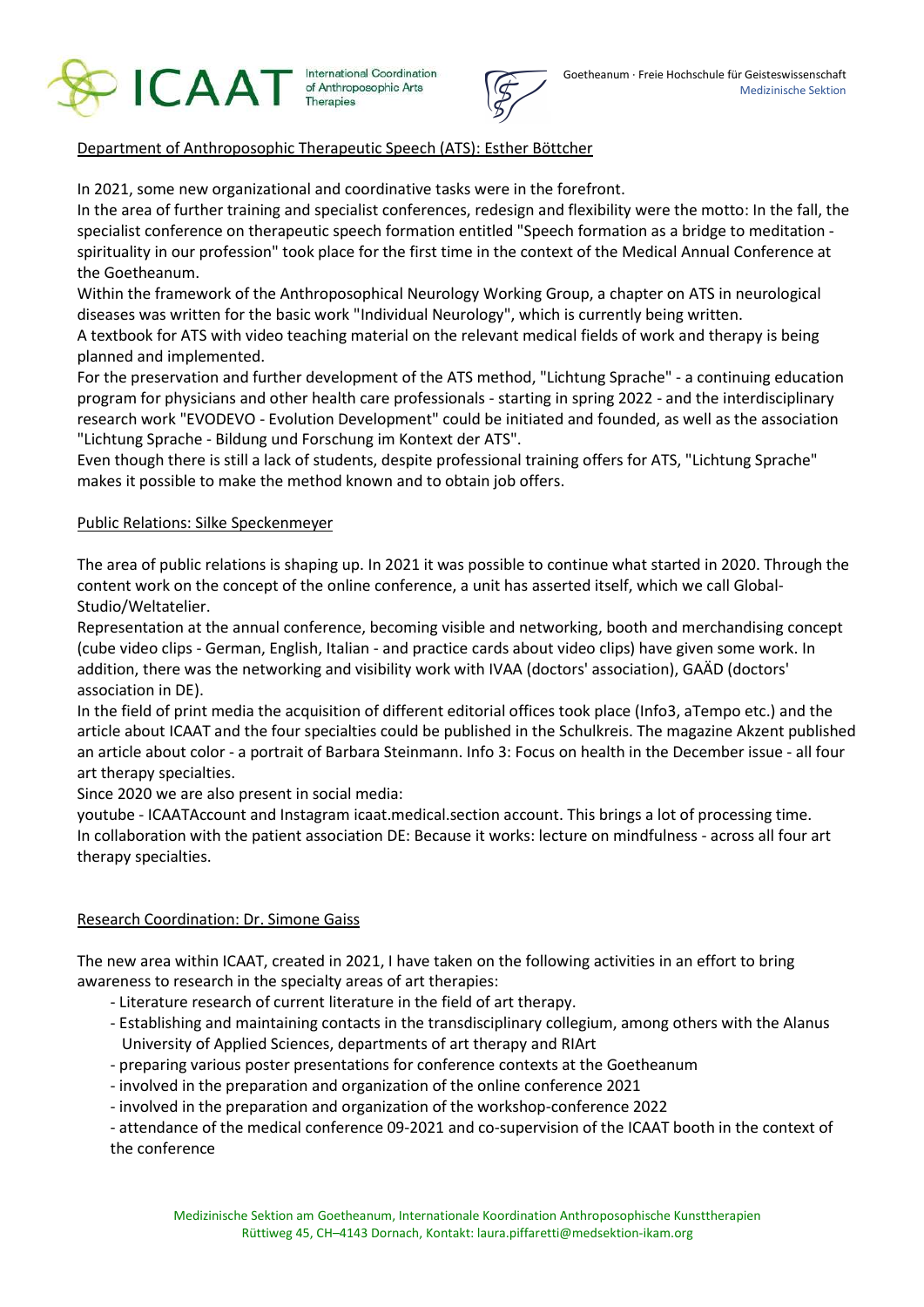Department of Anthroposophic Therapeutic Speech (ATS): Esther Böttcher

In 2021, some new organizational and coordinative tasks were in the forefront.
In the area of further training and specialist conferences, redesign and flexibility were the motto: In the fall, the specialist conference on therapeutic speech formation entitled "Speech formation as a bridge to meditation - spirituality in our profession" took place for the first time in the context of the Medical Annual Conference at the Goetheanum.
Within the framework of the Anthroposophical Neurology Working Group, a chapter on ATS in neurological diseases was written for the basic work "Individual Neurology", which is currently being written.
A textbook for ATS with video teaching material on the relevant medical fields of work and therapy is being planned and implemented.
For the preservation and further development of the ATS method, "Lichtung Sprache" - a continuing education program for physicians and other health care professionals - starting in spring 2022 - and the interdisciplinary research work "EVODEVO - Evolution Development" could be initiated and founded, as well as the association "Lichtung Sprache - Bildung und Forschung im Kontext der ATS".
Even though there is still a lack of students, despite professional training offers for ATS, "Lichtung Sprache" makes it possible to make the method known and to obtain job offers.

Public Relations: Silke Speckenmeyer

The area of public relations is shaping up. In 2021 it was possible to continue what started in 2020. Through the content work on the concept of the online conference, a unit has asserted itself, which we call Global-Studio/Weltatelier.
Representation at the annual conference, becoming visible and networking, booth and merchandising concept (cube video clips - German, English, Italian - and practice cards about video clips) have given some work. In addition, there was the networking and visibility work with IVAA (doctors' association), GAÄD (doctors' association in DE).
In the field of print media the acquisition of different editorial offices took place (Info3, aTempo etc.) and the article about ICAAT and the four specialties could be published in the Schulkreis. The magazine Akzent published an article about color - a portrait of Barbara Steinmann. Info 3: Focus on health in the December issue - all four art therapy specialties.
Since 2020 we are also present in social media:
youtube - ICAATAccount and Instagram icaat.medical.section account. This brings a lot of processing time.
In collaboration with the patient association DE: Because it works: lecture on mindfulness - across all four art therapy specialties.

Research Coordination: Dr. Simone Gaiss

The new area within ICAAT, created in 2021, I have taken on the following activities in an effort to bring awareness to research in the specialty areas of art therapies:

- Literature research of current literature in the field of art therapy.
- Establishing and maintaining contacts in the transdisciplinary collegium, among others with the Alanus University of Applied Sciences, departments of art therapy and RIArt
- preparing various poster presentations for conference contexts at the Goetheanum
- involved in the preparation and organization of the online conference 2021
- involved in the preparation and organization of the workshop-conference 2022
- attendance of the medical conference 09-2021 and co-supervision of the ICAAT booth in the context of the conference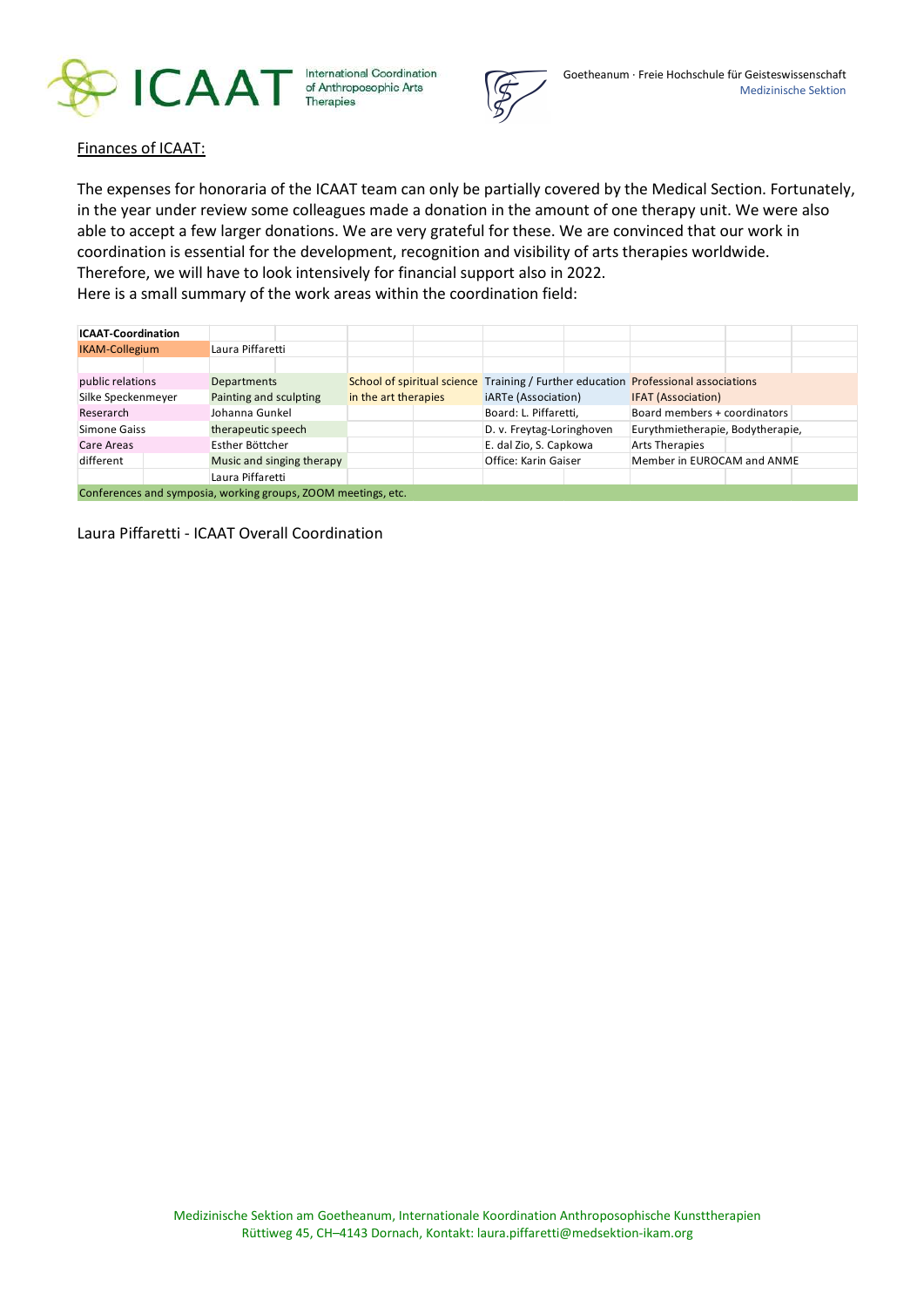Finances of ICAAT:

The expenses for honoraria of the ICAAT team can only be partially covered by the Medical Section. Fortunately, in the year under review some colleagues made a donation in the amount of one therapy unit. We were also able to accept a few larger donations. We are very grateful for these. We are convinced that our work in coordination is essential for the development, recognition and visibility of arts therapies worldwide. Therefore, we will have to look intensively for financial support also in 2022.
Here is a small summary of the work areas within the coordination field:

| | | | | |
|---|---|---|---|---|
| **ICAAT-Coordination** | | | | |
| IKAM-Collegium | Laura Piffaretti | | | |
| | | | | |
| public relations | Departments | School of spiritual science | Training / Further education | Professional associations |
| Silke Speckenmeyer | Painting and sculpting | in the art therapies | iARTe (Association) | IFAT (Association) |
| Reserarch | Johanna Gunkel | | Board: L. Piffaretti, | Board members + coordinators |
| Simone Gaiss | therapeutic speech | | D. v. Freytag-Loringhoven | Eurythmietherapie, Bodytherapie, |
| Care Areas | Esther Böttcher | | E. dal Zio, S. Capkowa | Arts Therapies |
| different | Music and singing therapy | | Office: Karin Gaiser | Member in EUROCAM and ANME |
| | Laura Piffaretti | | | |
| Conferences and symposia, working groups, ZOOM meetings, etc. | | | | |

Laura Piffaretti - ICAAT Overall Coordination